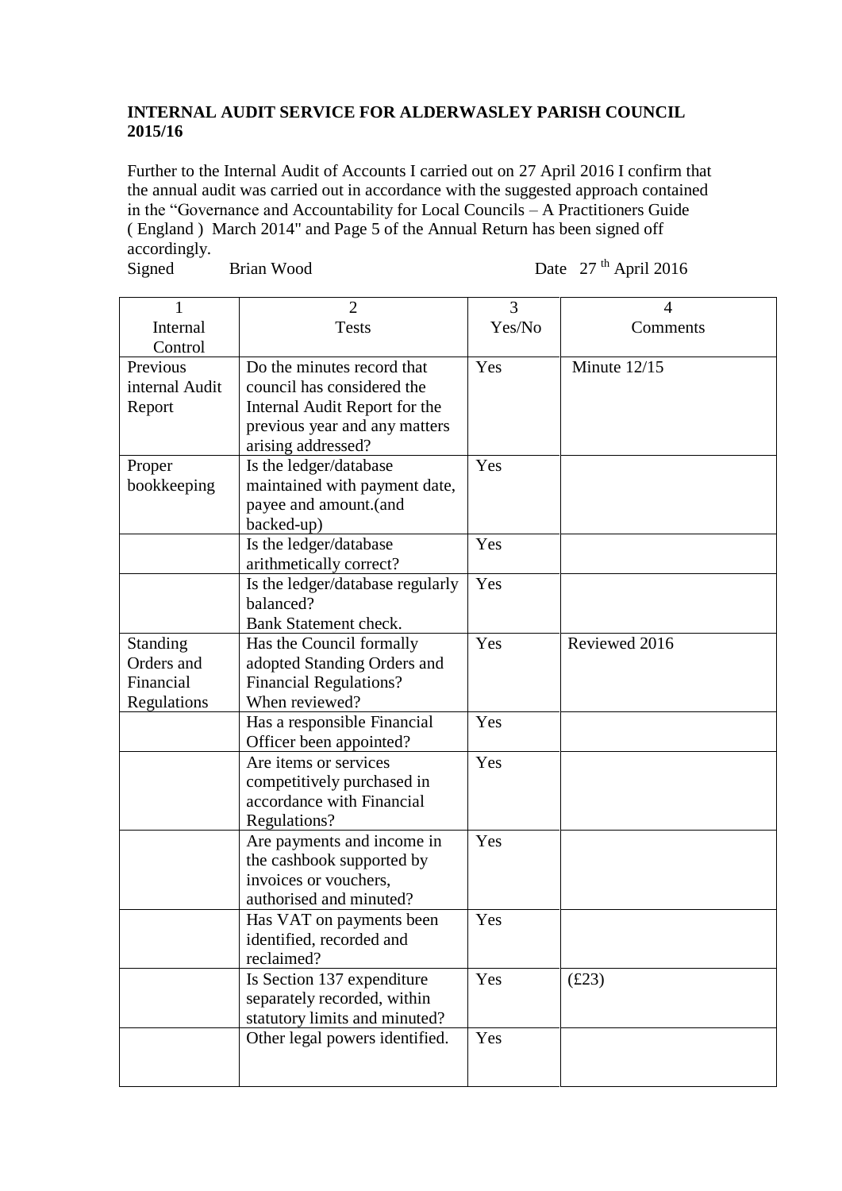**INTERNAL AUDIT SERVICE FOR ALDERWASLEY PARISH COUNCIL 2015/16**

Further to the Internal Audit of Accounts I carried out on 27 April 2016 I confirm that the annual audit was carried out in accordance with the suggested approach contained in the "Governance and Accountability for Local Councils – A Practitioners Guide ( England ) March 2014" and Page 5 of the Annual Return has been signed off accordingly.

Signed Brian Wood Date 27 th April 2016

| 1<br>Internal Control | 2<br>Tests | 3<br>Yes/No | 4<br>Comments |
|---|---|---|---|
| Previous internal Audit Report | Do the minutes record that council has considered the Internal Audit Report for the previous year and any matters arising addressed? | Yes | Minute 12/15 |
| Proper bookkeeping | Is the ledger/database maintained with payment date, payee and amount.(and backed-up) | Yes | |
| | Is the ledger/database arithmetically correct? | Yes | |
| | Is the ledger/database regularly balanced?<br>Bank Statement check. | Yes | |
| Standing Orders and Financial Regulations | Has the Council formally adopted Standing Orders and Financial Regulations?<br>When reviewed? | Yes | Reviewed 2016 |
| | Has a responsible Financial Officer been appointed? | Yes | |
| | Are items or services competitively purchased in accordance with Financial Regulations? | Yes | |
| | Are payments and income in the cashbook supported by invoices or vouchers, authorised and minuted? | Yes | |
| | Has VAT on payments been identified, recorded and reclaimed? | Yes | |
| | Is Section 137 expenditure separately recorded, within statutory limits and minuted? | Yes | (£23) |
| | Other legal powers identified. | Yes | |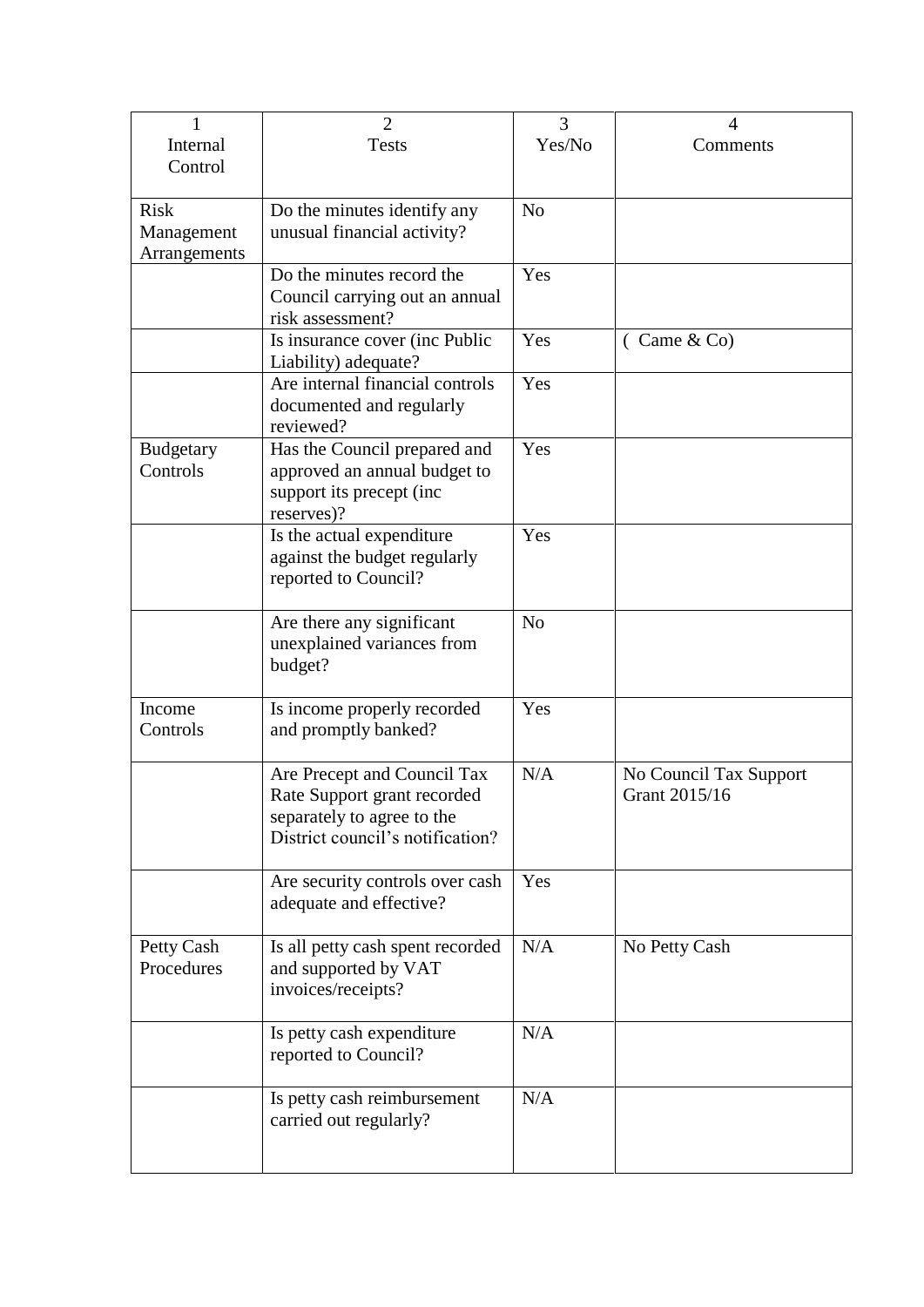| 1<br>Internal Control | 2<br>Tests | 3<br>Yes/No | 4<br>Comments |
|---|---|---|---|
| Risk Management Arrangements | Do the minutes identify any unusual financial activity? | No | |
| | Do the minutes record the Council carrying out an annual risk assessment? | Yes | |
| | Is insurance cover (inc Public Liability) adequate? | Yes | ( Came & Co) |
| | Are internal financial controls documented and regularly reviewed? | Yes | |
| Budgetary Controls | Has the Council prepared and approved an annual budget to support its precept (inc reserves)? | Yes | |
| | Is the actual expenditure against the budget regularly reported to Council? | Yes | |
| | Are there any significant unexplained variances from budget? | No | |
| Income Controls | Is income properly recorded and promptly banked? | Yes | |
| | Are Precept and Council Tax Rate Support grant recorded separately to agree to the District council's notification? | N/A | No Council Tax Support Grant 2015/16 |
| | Are security controls over cash adequate and effective? | Yes | |
| Petty Cash Procedures | Is all petty cash spent recorded and supported by VAT invoices/receipts? | N/A | No Petty Cash |
| | Is petty cash expenditure reported to Council? | N/A | |
| | Is petty cash reimbursement carried out regularly? | N/A | |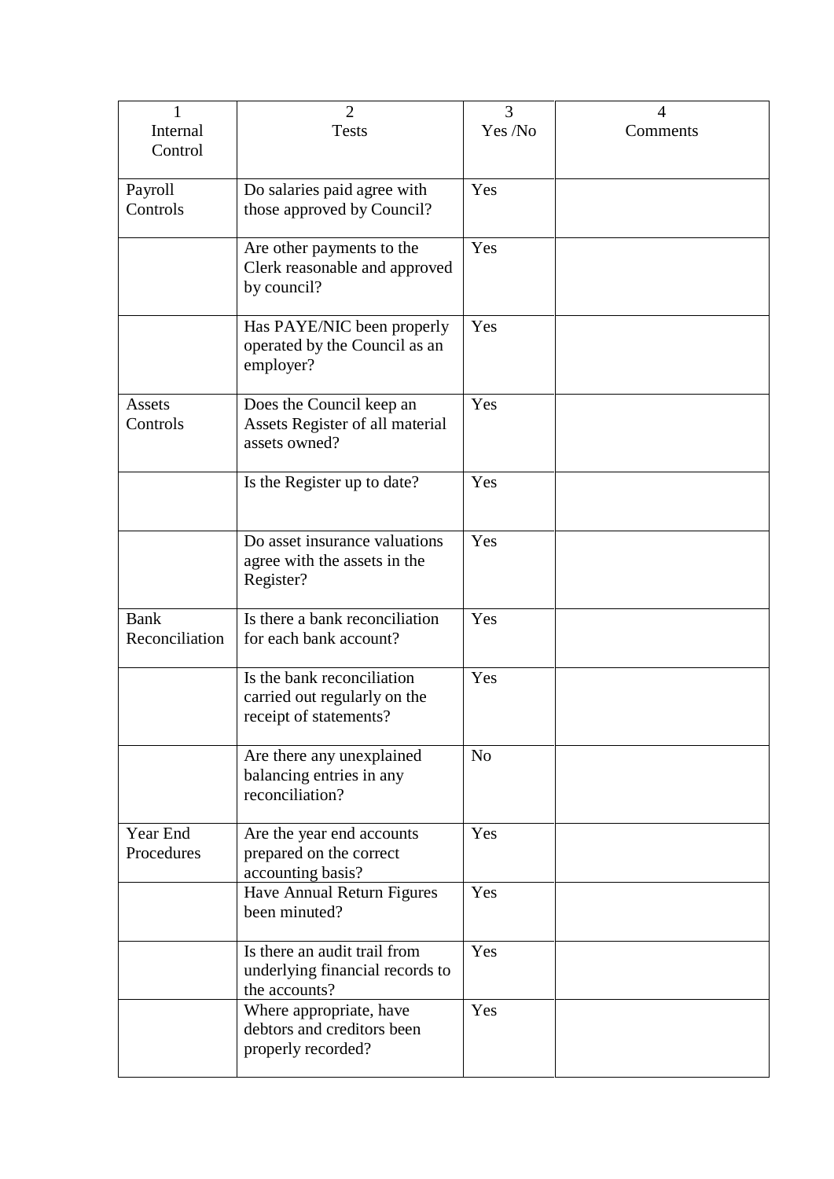| 1<br>Internal Control | 2<br>Tests | 3<br>Yes /No | 4<br>Comments |
|---|---|---|---|
| Payroll Controls | Do salaries paid agree with those approved by Council? | Yes | |
| | Are other payments to the Clerk reasonable and approved by council? | Yes | |
| | Has PAYE/NIC been properly operated by the Council as an employer? | Yes | |
| Assets Controls | Does the Council keep an Assets Register of all material assets owned? | Yes | |
| | Is the Register up to date? | Yes | |
| | Do asset insurance valuations agree with the assets in the Register? | Yes | |
| Bank Reconciliation | Is there a bank reconciliation for each bank account? | Yes | |
| | Is the bank reconciliation carried out regularly on the receipt of statements? | Yes | |
| | Are there any unexplained balancing entries in any reconciliation? | No | |
| Year End Procedures | Are the year end accounts prepared on the correct accounting basis? | Yes | |
| | Have Annual Return Figures been minuted? | Yes | |
| | Is there an audit trail from underlying financial records to the accounts? | Yes | |
| | Where appropriate, have debtors and creditors been properly recorded? | Yes | |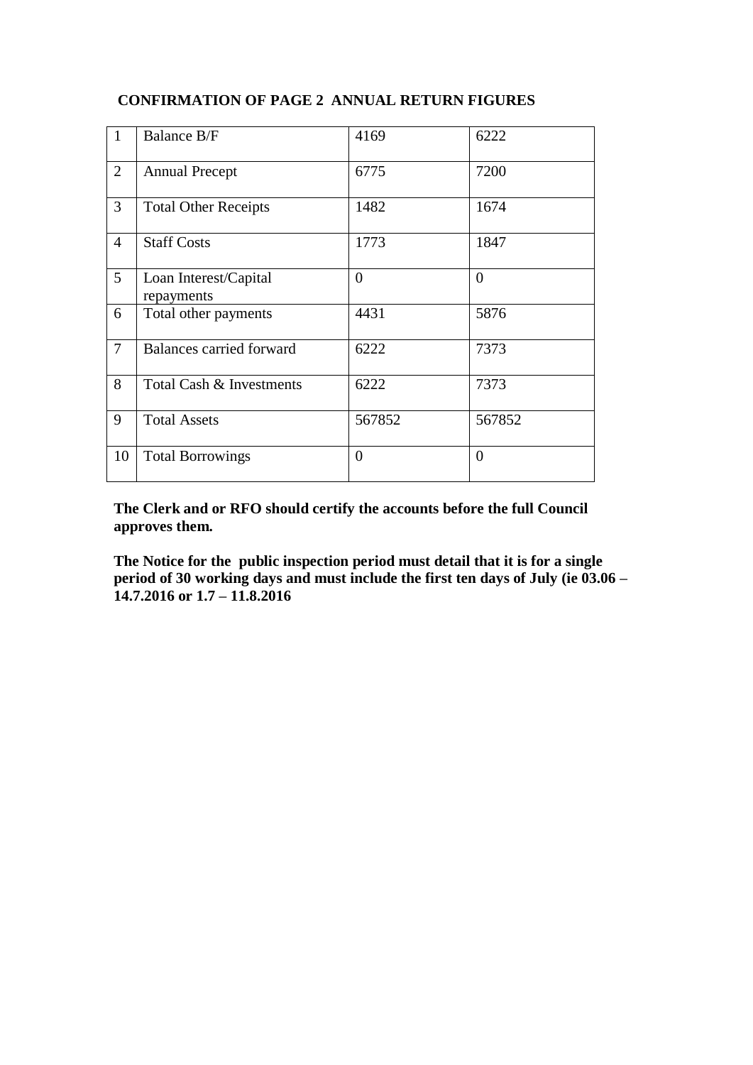**CONFIRMATION OF PAGE 2 ANNUAL RETURN FIGURES**

| | | | |
|---|---|---|---|
| 1 | Balance B/F | 4169 | 6222 |
| 2 | Annual Precept | 6775 | 7200 |
| 3 | Total Other Receipts | 1482 | 1674 |
| 4 | Staff Costs | 1773 | 1847 |
| 5 | Loan Interest/Capital repayments | 0 | 0 |
| 6 | Total other payments | 4431 | 5876 |
| 7 | Balances carried forward | 6222 | 7373 |
| 8 | Total Cash & Investments | 6222 | 7373 |
| 9 | Total Assets | 567852 | 567852 |
| 10 | Total Borrowings | 0 | 0 |

**The Clerk and or RFO should certify the accounts before the full Council approves them.**

**The Notice for the public inspection period must detail that it is for a single period of 30 working days and must include the first ten days of July (ie 03.06 – 14.7.2016 or 1.7 – 11.8.2016**